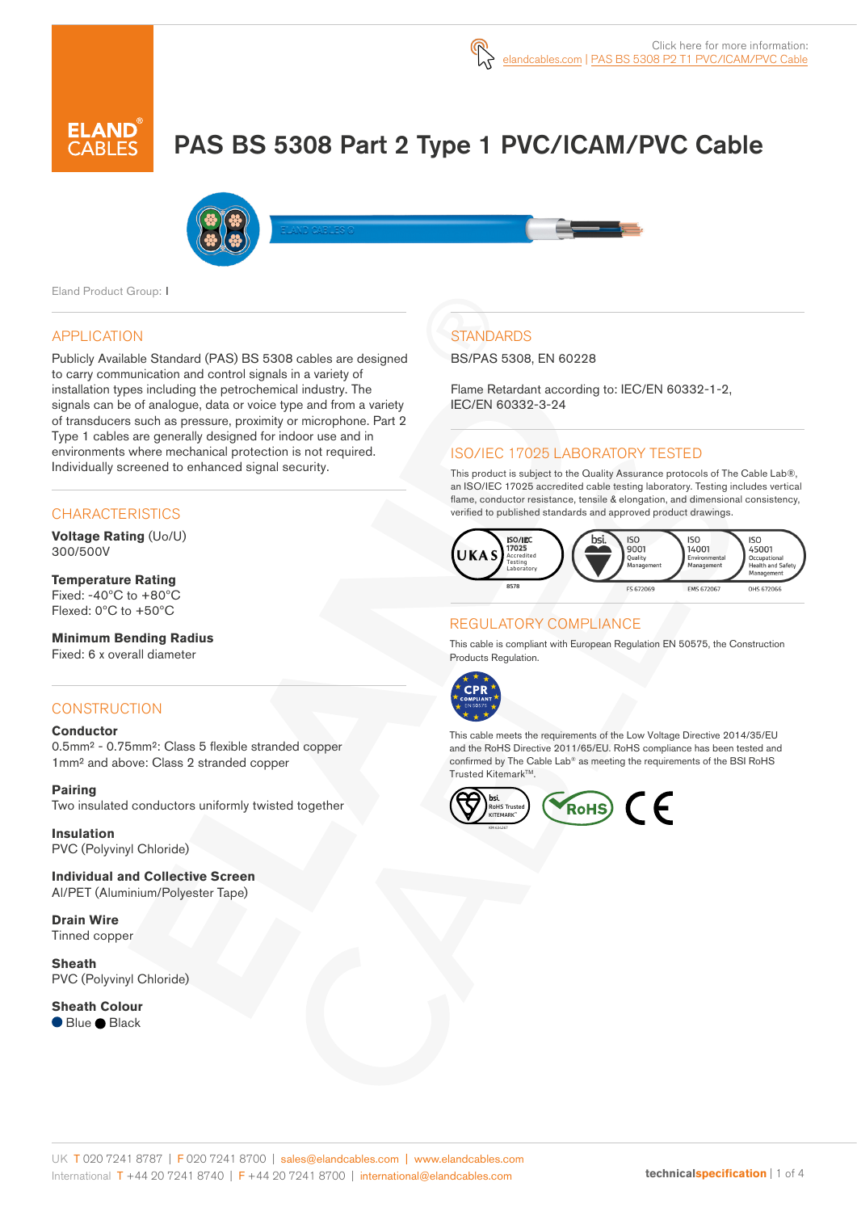Click here for more information:
elandcables.com | PAS BS 5308 P2 T1 PVC/ICAM/PVC Cable

# PAS BS 5308 Part 2 Type 1 PVC/ICAM/PVC Cable

Eland Product Group: I

## APPLICATION

Publicly Available Standard (PAS) BS 5308 cables are designed to carry communication and control signals in a variety of installation types including the petrochemical industry. The signals can be of analogue, data or voice type and from a variety of transducers such as pressure, proximity or microphone. Part 2 Type 1 cables are generally designed for indoor use and in environments where mechanical protection is not required. Individually screened to enhanced signal security.

## CHARACTERISTICS

**Voltage Rating** (Uo/U)
300/500V

**Temperature Rating**
Fixed: -40°C to +80°C
Flexed: 0°C to +50°C

**Minimum Bending Radius**
Fixed: 6 x overall diameter

## CONSTRUCTION

**Conductor**
0.5mm² - 0.75mm²: Class 5 flexible stranded copper
1mm² and above: Class 2 stranded copper

**Pairing**
Two insulated conductors uniformly twisted together

**Insulation**
PVC (Polyvinyl Chloride)

**Individual and Collective Screen**
Al/PET (Aluminium/Polyester Tape)

**Drain Wire**
Tinned copper

**Sheath**
PVC (Polyvinyl Chloride)

**Sheath Colour**
Blue ● Black

## STANDARDS

BS/PAS 5308, EN 60228

Flame Retardant according to: IEC/EN 60332-1-2, IEC/EN 60332-3-24

## ISO/IEC 17025 LABORATORY TESTED

This product is subject to the Quality Assurance protocols of The Cable Lab®, an ISO/IEC 17025 accredited cable testing laboratory. Testing includes vertical flame, conductor resistance, tensile & elongation, and dimensional consistency, verified to published standards and approved product drawings.

UKAS ISO/IEC 17025 Accredited Testing Laboratory 8578 | bsi. ISO 9001 Quality Management FS 672069 | ISO 14001 Environmental Management EMS 672067 | ISO 45001 Occupational Health and Safety Management OHS 672066

## REGULATORY COMPLIANCE

This cable is compliant with European Regulation EN 50575, the Construction Products Regulation.

CPR COMPLIANT EN 50575

This cable meets the requirements of the Low Voltage Directive 2014/35/EU and the RoHS Directive 2011/65/EU. RoHS compliance has been tested and confirmed by The Cable Lab® as meeting the requirements of the BSI RoHS Trusted Kitemark™.

bsi. RoHS Trusted KITEMARK™ | RoHS | CE

UK T 020 7241 8787 | F 020 7241 8700 | sales@elandcables.com | www.elandcables.com
International T +44 20 7241 8740 | F +44 20 7241 8700 | international@elandcables.com

technicalspecification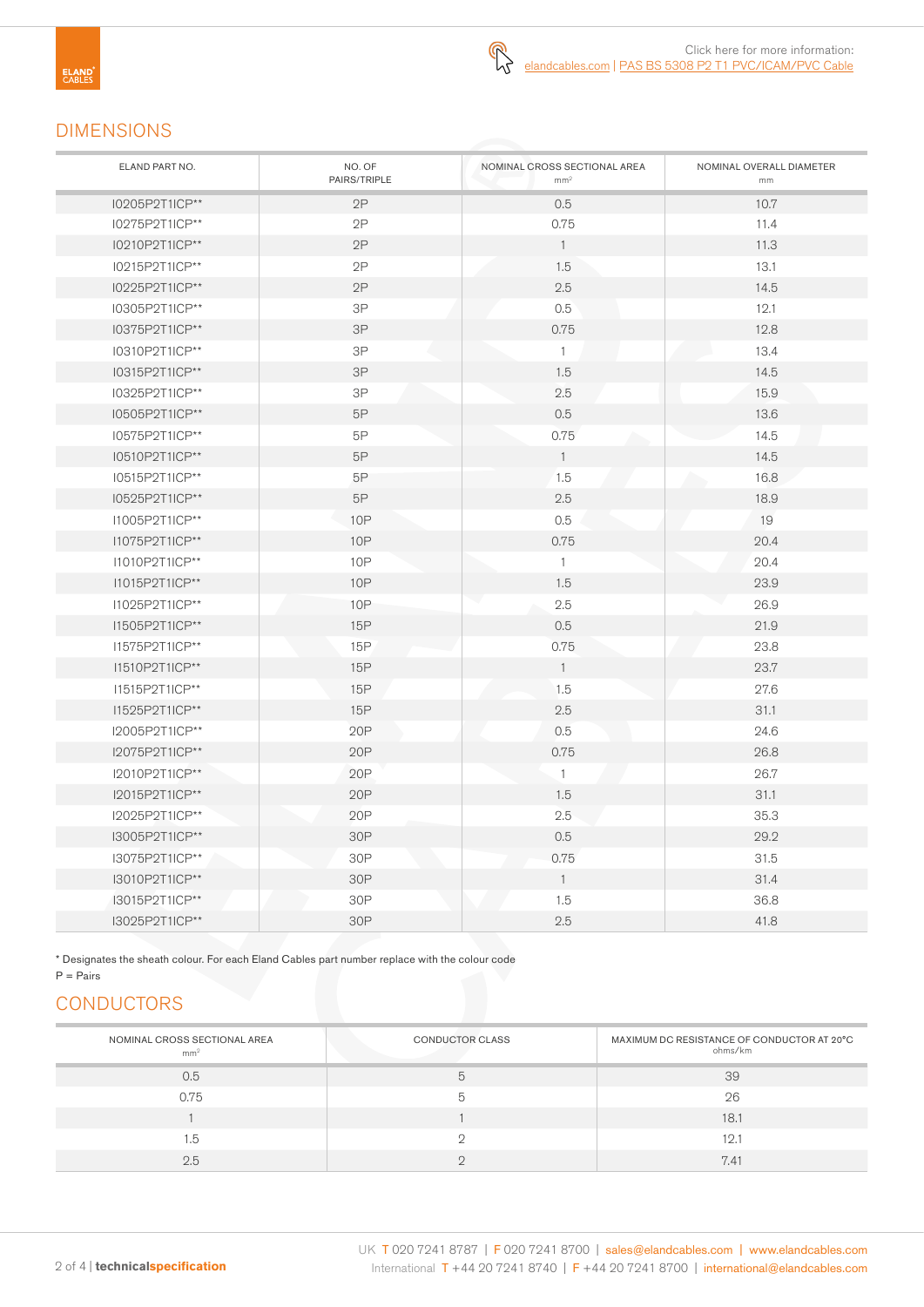Click here for more information: elandcables.com | PAS BS 5308 P2 T1 PVC/ICAM/PVC Cable

## DIMENSIONS

| ELAND PART NO. | NO. OF PAIRS/TRIPLE | NOMINAL CROSS SECTIONAL AREA mm² | NOMINAL OVERALL DIAMETER mm |
|---|---|---|---|
| I0205P2T1ICP** | 2P | 0.5 | 10.7 |
| I0275P2T1ICP** | 2P | 0.75 | 11.4 |
| I0210P2T1ICP** | 2P | 1 | 11.3 |
| I0215P2T1ICP** | 2P | 1.5 | 13.1 |
| I0225P2T1ICP** | 2P | 2.5 | 14.5 |
| I0305P2T1ICP** | 3P | 0.5 | 12.1 |
| I0375P2T1ICP** | 3P | 0.75 | 12.8 |
| I0310P2T1ICP** | 3P | 1 | 13.4 |
| I0315P2T1ICP** | 3P | 1.5 | 14.5 |
| I0325P2T1ICP** | 3P | 2.5 | 15.9 |
| I0505P2T1ICP** | 5P | 0.5 | 13.6 |
| I0575P2T1ICP** | 5P | 0.75 | 14.5 |
| I0510P2T1ICP** | 5P | 1 | 14.5 |
| I0515P2T1ICP** | 5P | 1.5 | 16.8 |
| I0525P2T1ICP** | 5P | 2.5 | 18.9 |
| I1005P2T1ICP** | 10P | 0.5 | 19 |
| I1075P2T1ICP** | 10P | 0.75 | 20.4 |
| I1010P2T1ICP** | 10P | 1 | 20.4 |
| I1015P2T1ICP** | 10P | 1.5 | 23.9 |
| I1025P2T1ICP** | 10P | 2.5 | 26.9 |
| I1505P2T1ICP** | 15P | 0.5 | 21.9 |
| I1575P2T1ICP** | 15P | 0.75 | 23.8 |
| I1510P2T1ICP** | 15P | 1 | 23.7 |
| I1515P2T1ICP** | 15P | 1.5 | 27.6 |
| I1525P2T1ICP** | 15P | 2.5 | 31.1 |
| I2005P2T1ICP** | 20P | 0.5 | 24.6 |
| I2075P2T1ICP** | 20P | 0.75 | 26.8 |
| I2010P2T1ICP** | 20P | 1 | 26.7 |
| I2015P2T1ICP** | 20P | 1.5 | 31.1 |
| I2025P2T1ICP** | 20P | 2.5 | 35.3 |
| I3005P2T1ICP** | 30P | 0.5 | 29.2 |
| I3075P2T1ICP** | 30P | 0.75 | 31.5 |
| I3010P2T1ICP** | 30P | 1 | 31.4 |
| I3015P2T1ICP** | 30P | 1.5 | 36.8 |
| I3025P2T1ICP** | 30P | 2.5 | 41.8 |

* Designates the sheath colour. For each Eland Cables part number replace with the colour code

P = Pairs

## CONDUCTORS

| NOMINAL CROSS SECTIONAL AREA mm² | CONDUCTOR CLASS | MAXIMUM DC RESISTANCE OF CONDUCTOR AT 20°C ohms/km |
|---|---|---|
| 0.5 | 5 | 39 |
| 0.75 | 5 | 26 |
| 1 | 1 | 18.1 |
| 1.5 | 2 | 12.1 |
| 2.5 | 2 | 7.41 |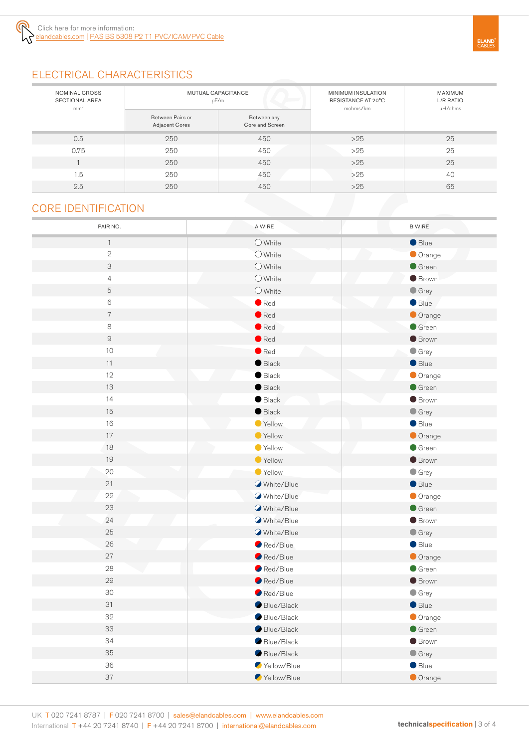Click here for more information:
elandcables.com | PAS BS 5308 P2 T1 PVC/ICAM/PVC Cable

## ELECTRICAL CHARACTERISTICS

| NOMINAL CROSS SECTIONAL AREA mm² | MUTUAL CAPACITANCE pF/m | | MINIMUM INSULATION RESISTANCE AT 20°C mohms/km | MAXIMUM L/R RATIO µH/ohms |
|---|---|---|---|---|
| | Between Pairs or Adjacent Cores | Between any Core and Screen | | |
| 0.5 | 250 | 450 | >25 | 25 |
| 0.75 | 250 | 450 | >25 | 25 |
| 1 | 250 | 450 | >25 | 25 |
| 1.5 | 250 | 450 | >25 | 40 |
| 2.5 | 250 | 450 | >25 | 65 |

## CORE IDENTIFICATION

| PAIR NO. | A WIRE | B WIRE |
|---|---|---|
| 1 | White | Blue |
| 2 | White | Orange |
| 3 | White | Green |
| 4 | White | Brown |
| 5 | White | Grey |
| 6 | Red | Blue |
| 7 | Red | Orange |
| 8 | Red | Green |
| 9 | Red | Brown |
| 10 | Red | Grey |
| 11 | Black | Blue |
| 12 | Black | Orange |
| 13 | Black | Green |
| 14 | Black | Brown |
| 15 | Black | Grey |
| 16 | Yellow | Blue |
| 17 | Yellow | Orange |
| 18 | Yellow | Green |
| 19 | Yellow | Brown |
| 20 | Yellow | Grey |
| 21 | White/Blue | Blue |
| 22 | White/Blue | Orange |
| 23 | White/Blue | Green |
| 24 | White/Blue | Brown |
| 25 | White/Blue | Grey |
| 26 | Red/Blue | Blue |
| 27 | Red/Blue | Orange |
| 28 | Red/Blue | Green |
| 29 | Red/Blue | Brown |
| 30 | Red/Blue | Grey |
| 31 | Blue/Black | Blue |
| 32 | Blue/Black | Orange |
| 33 | Blue/Black | Green |
| 34 | Blue/Black | Brown |
| 35 | Blue/Black | Grey |
| 36 | Yellow/Blue | Blue |
| 37 | Yellow/Blue | Orange |

UK T 020 7241 8787 | F 020 7241 8700 | sales@elandcables.com | www.elandcables.com
International T +44 20 7241 8740 | F +44 20 7241 8700 | international@elandcables.com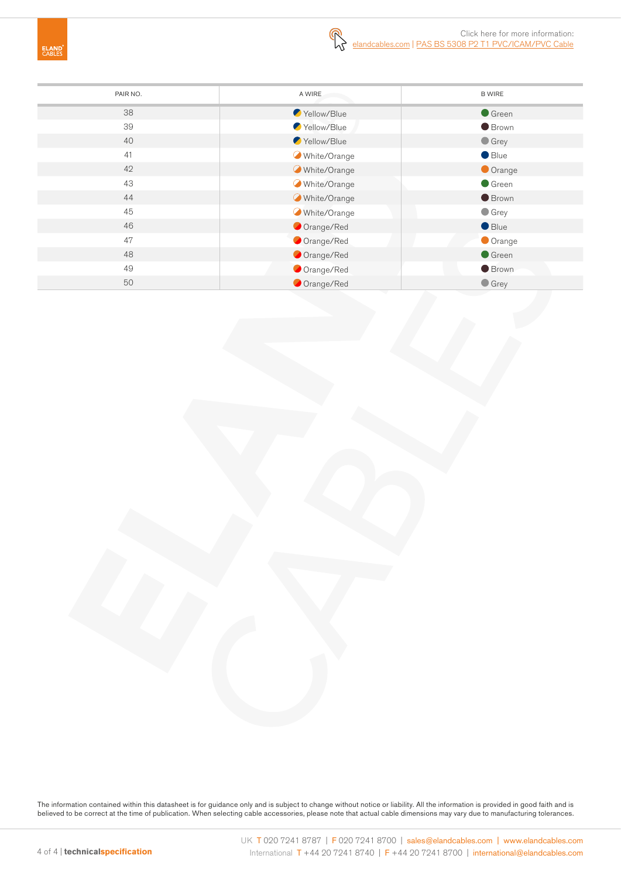Click here for more information:
elandcables.com | PAS BS 5308 P2 T1 PVC/ICAM/PVC Cable

| PAIR NO. | A WIRE | B WIRE |
|---|---|---|
| 38 | Yellow/Blue | Green |
| 39 | Yellow/Blue | Brown |
| 40 | Yellow/Blue | Grey |
| 41 | White/Orange | Blue |
| 42 | White/Orange | Orange |
| 43 | White/Orange | Green |
| 44 | White/Orange | Brown |
| 45 | White/Orange | Grey |
| 46 | Orange/Red | Blue |
| 47 | Orange/Red | Orange |
| 48 | Orange/Red | Green |
| 49 | Orange/Red | Brown |
| 50 | Orange/Red | Grey |

The information contained within this datasheet is for guidance only and is subject to change without notice or liability. All the information is provided in good faith and is believed to be correct at the time of publication. When selecting cable accessories, please note that actual cable dimensions may vary due to manufacturing tolerances.

UK T 020 7241 8787 | F 020 7241 8700 | sales@elandcables.com | www.elandcables.com
International T +44 20 7241 8740 | F +44 20 7241 8700 | international@elandcables.com